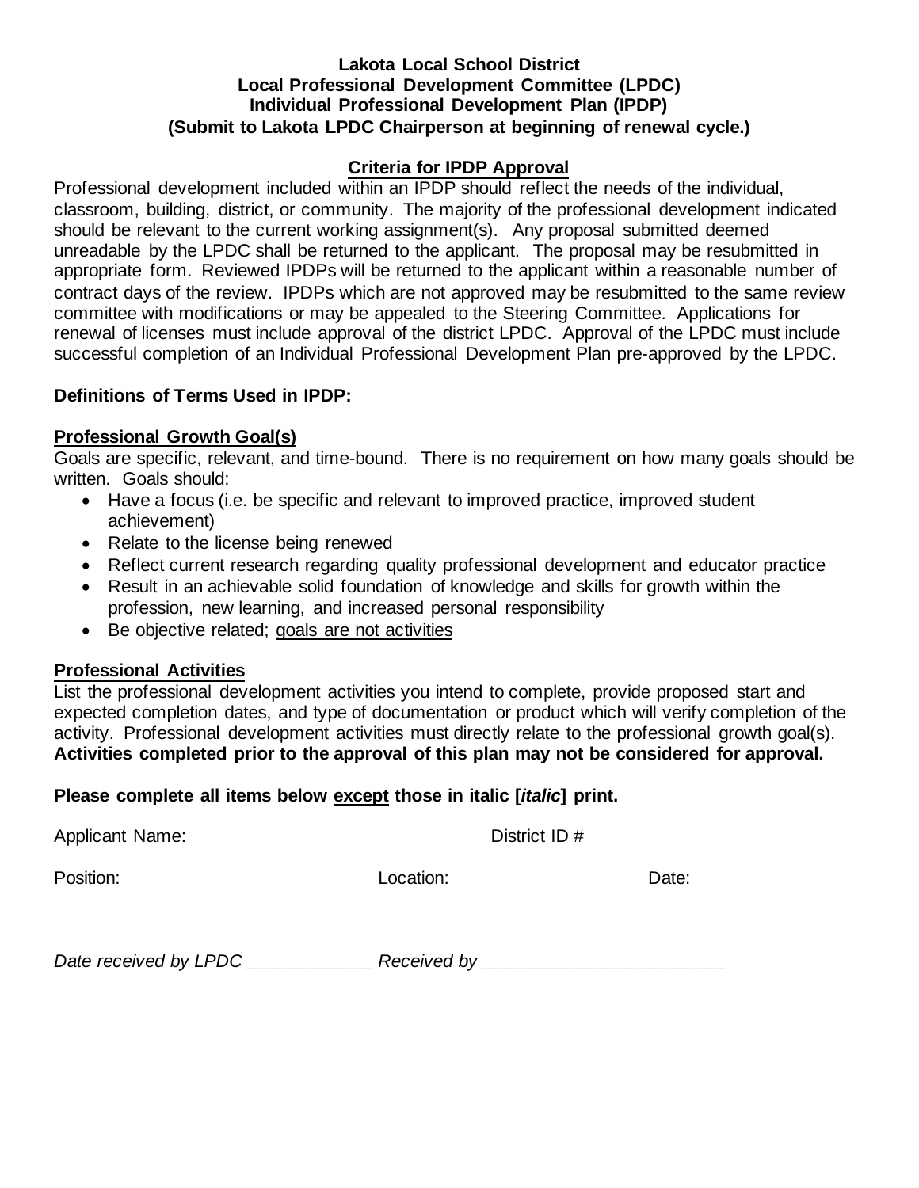**Lakota Local School District**
**Local Professional Development Committee (LPDC)**
**Individual Professional Development Plan (IPDP)**
**(Submit to Lakota LPDC Chairperson at beginning of renewal cycle.)**

## Criteria for IPDP Approval

Professional development included within an IPDP should reflect the needs of the individual, classroom, building, district, or community. The majority of the professional development indicated should be relevant to the current working assignment(s). Any proposal submitted deemed unreadable by the LPDC shall be returned to the applicant. The proposal may be resubmitted in appropriate form. Reviewed IPDPs will be returned to the applicant within a reasonable number of contract days of the review. IPDPs which are not approved may be resubmitted to the same review committee with modifications or may be appealed to the Steering Committee. Applications for renewal of licenses must include approval of the district LPDC. Approval of the LPDC must include successful completion of an Individual Professional Development Plan pre-approved by the LPDC.

**Definitions of Terms Used in IPDP:**

### Professional Growth Goal(s)

Goals are specific, relevant, and time-bound. There is no requirement on how many goals should be written. Goals should:

- Have a focus (i.e. be specific and relevant to improved practice, improved student achievement)
- Relate to the license being renewed
- Reflect current research regarding quality professional development and educator practice
- Result in an achievable solid foundation of knowledge and skills for growth within the profession, new learning, and increased personal responsibility
- Be objective related; goals are not activities

### Professional Activities

List the professional development activities you intend to complete, provide proposed start and expected completion dates, and type of documentation or product which will verify completion of the activity. Professional development activities must directly relate to the professional growth goal(s). **Activities completed prior to the approval of this plan may not be considered for approval.**

**Please complete all items below except those in italic [*italic*] print.**

Applicant Name: District ID #

Position: Location: Date:

*Date received by LPDC ____________ Received by ________________________*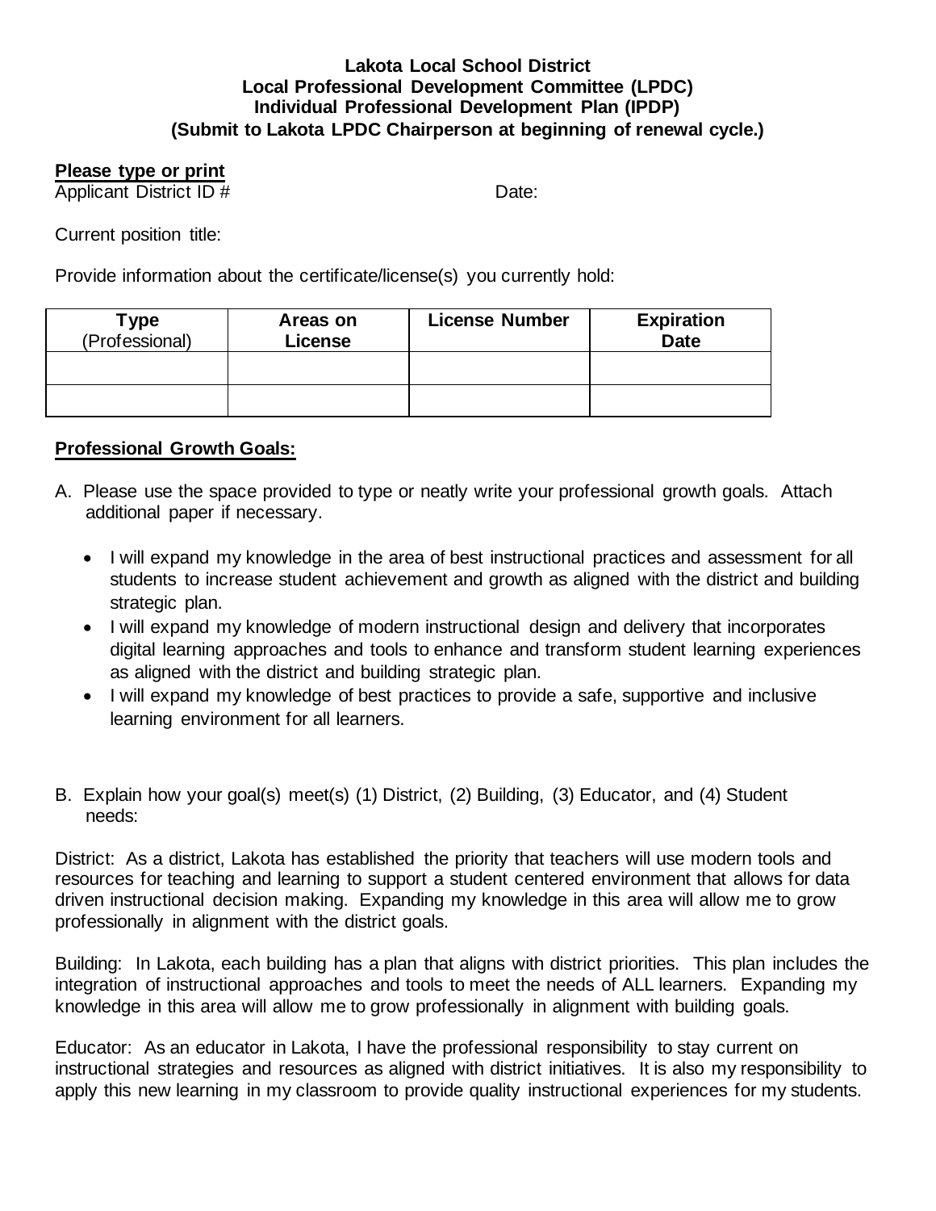**Lakota Local School District**
**Local Professional Development Committee (LPDC)**
**Individual Professional Development Plan (IPDP)**
**(Submit to Lakota LPDC Chairperson at beginning of renewal cycle.)**

**Please type or print**

Applicant District ID #                                        Date:

Current position title:

Provide information about the certificate/license(s) you currently hold:

| Type (Professional) | Areas on License | License Number | Expiration Date |
|---|---|---|---|
| | | | |
| | | | |

**Professional Growth Goals:**

A. Please use the space provided to type or neatly write your professional growth goals. Attach additional paper if necessary.

- I will expand my knowledge in the area of best instructional practices and assessment for all students to increase student achievement and growth as aligned with the district and building strategic plan.
- I will expand my knowledge of modern instructional design and delivery that incorporates digital learning approaches and tools to enhance and transform student learning experiences as aligned with the district and building strategic plan.
- I will expand my knowledge of best practices to provide a safe, supportive and inclusive learning environment for all learners.

B. Explain how your goal(s) meet(s) (1) District, (2) Building, (3) Educator, and (4) Student needs:

District: As a district, Lakota has established the priority that teachers will use modern tools and resources for teaching and learning to support a student centered environment that allows for data driven instructional decision making. Expanding my knowledge in this area will allow me to grow professionally in alignment with the district goals.

Building: In Lakota, each building has a plan that aligns with district priorities. This plan includes the integration of instructional approaches and tools to meet the needs of ALL learners. Expanding my knowledge in this area will allow me to grow professionally in alignment with building goals.

Educator: As an educator in Lakota, I have the professional responsibility to stay current on instructional strategies and resources as aligned with district initiatives. It is also my responsibility to apply this new learning in my classroom to provide quality instructional experiences for my students.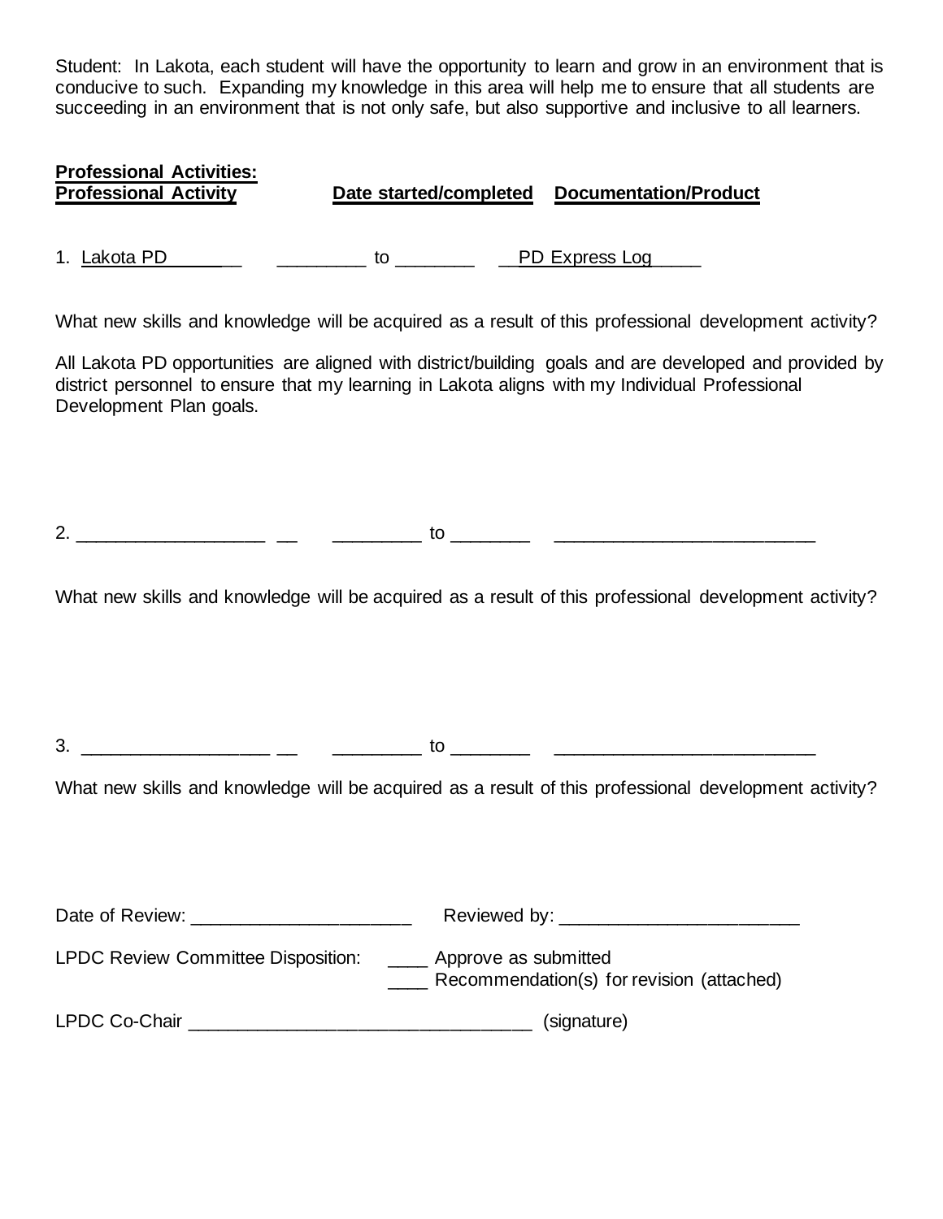Student: In Lakota, each student will have the opportunity to learn and grow in an environment that is conducive to such. Expanding my knowledge in this area will help me to ensure that all students are succeeding in an environment that is not only safe, but also supportive and inclusive to all learners.

**Professional Activities:**

| Professional Activity | Date started/completed | Documentation/Product |
|---|---|---|
| 1. Lakota PD | _________ to ________ | PD Express Log |

What new skills and knowledge will be acquired as a result of this professional development activity?

All Lakota PD opportunities are aligned with district/building goals and are developed and provided by district personnel to ensure that my learning in Lakota aligns with my Individual Professional Development Plan goals.

2. ____________________ _________ to ________ __________________________

What new skills and knowledge will be acquired as a result of this professional development activity?

3. ____________________ _________ to ________ __________________________

What new skills and knowledge will be acquired as a result of this professional development activity?

Date of Review: ______________________ Reviewed by: ________________________

LPDC Review Committee Disposition: ____ Approve as submitted
____ Recommendation(s) for revision (attached)

LPDC Co-Chair __________________________________ (signature)